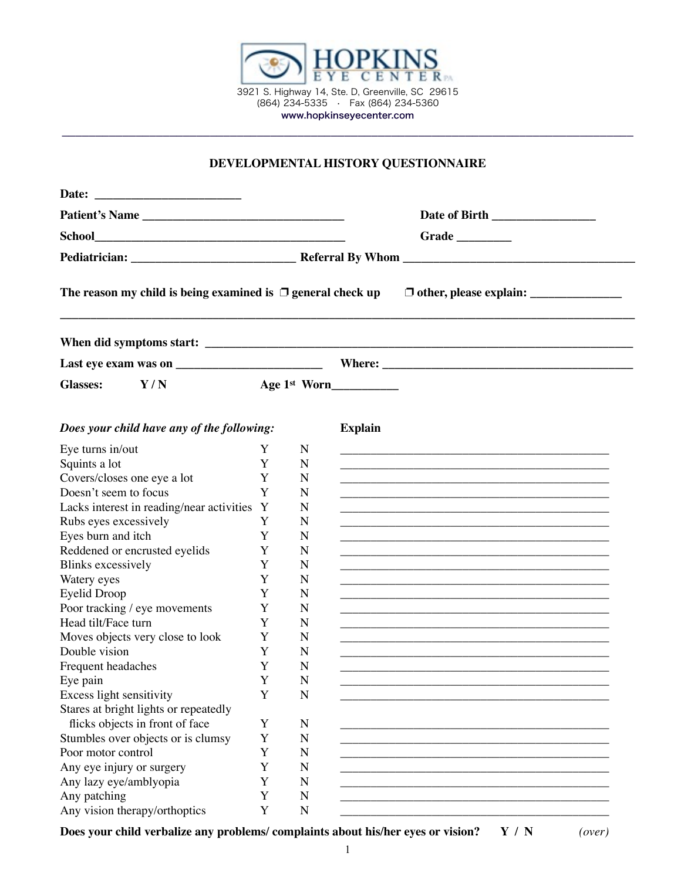**HOPKINS EYE CENTER P.A.**

3921 S. Highway 14, Ste. D, Greenville, SC 29615
(864) 234-5335 · Fax (864) 234-5360
www.hopkinseyecenter.com

# DEVELOPMENTAL HISTORY QUESTIONNAIRE

**Date:** ________________________

**Patient's Name** _________________________________ **Date of Birth** ________________

**School**__________________________________________ **Grade** ________

**Pediatrician:** ___________________________ **Referral By Whom** ______________________________________

**The reason my child is being examined is** ❐ **general check up** ❐ **other, please explain:** _______________

______________________________________________________________________________________________

**When did symptoms start:** _____________________________________________________________________________

**Last eye exam was on** ________________________ **Where:** __________________________________________

**Glasses:** **Y / N** **Age 1st Worn**___________

| *Does your child have any of the following:* | | | **Explain** |
|---|---|---|---|
| Eye turns in/out | Y | N | ____________________ |
| Squints a lot | Y | N | ____________________ |
| Covers/closes one eye a lot | Y | N | ____________________ |
| Doesn't seem to focus | Y | N | ____________________ |
| Lacks interest in reading/near activities | Y | N | ____________________ |
| Rubs eyes excessively | Y | N | ____________________ |
| Eyes burn and itch | Y | N | ____________________ |
| Reddened or encrusted eyelids | Y | N | ____________________ |
| Blinks excessively | Y | N | ____________________ |
| Watery eyes | Y | N | ____________________ |
| Eyelid Droop | Y | N | ____________________ |
| Poor tracking / eye movements | Y | N | ____________________ |
| Head tilt/Face turn | Y | N | ____________________ |
| Moves objects very close to look | Y | N | ____________________ |
| Double vision | Y | N | ____________________ |
| Frequent headaches | Y | N | ____________________ |
| Eye pain | Y | N | ____________________ |
| Excess light sensitivity | Y | N | ____________________ |
| Stares at bright lights or repeatedly flicks objects in front of face | Y | N | ____________________ |
| Stumbles over objects or is clumsy | Y | N | ____________________ |
| Poor motor control | Y | N | ____________________ |
| Any eye injury or surgery | Y | N | ____________________ |
| Any lazy eye/amblyopia | Y | N | ____________________ |
| Any patching | Y | N | ____________________ |
| Any vision therapy/orthoptics | Y | N | ____________________ |

**Does your child verbalize any problems/ complaints about his/her eyes or vision?** **Y / N** *(over)*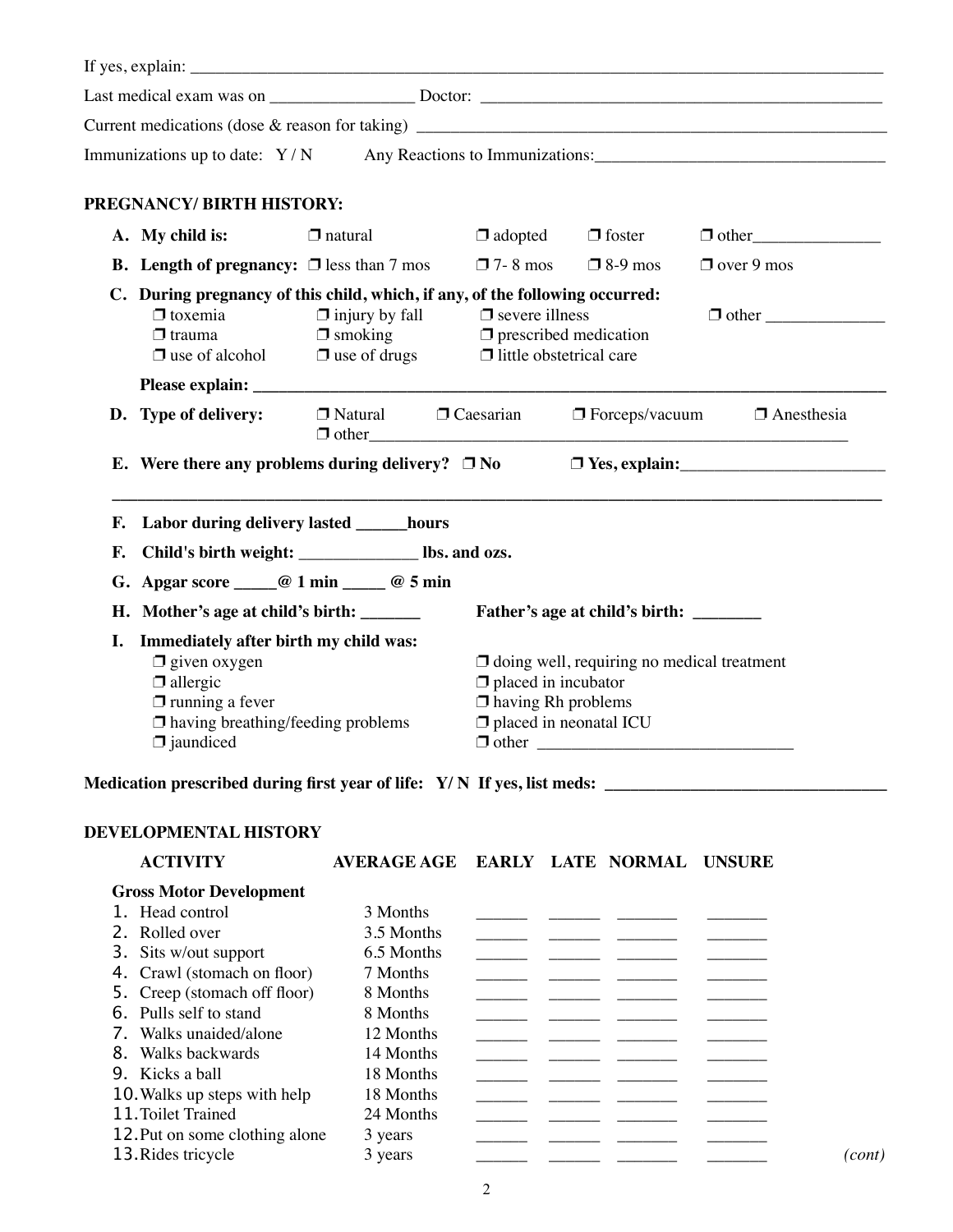If yes, explain: ___________________________________________________________________________

Last medical exam was on _________________ Doctor: _______________________________________________

Current medications (dose & reason for taking) ________________________________________________________

Immunizations up to date: Y / N Any Reactions to Immunizations:_________________________________

**PREGNANCY/ BIRTH HISTORY:**

**A. My child is:** ❒ natural ❒ adopted ❒ foster ❒ other_______________

**B. Length of pregnancy:** ❒ less than 7 mos ❒ 7- 8 mos ❒ 8-9 mos ❒ over 9 mos

**C. During pregnancy of this child, which, if any, of the following occurred:**

❒ toxemia ❒ injury by fall ❒ severe illness ❒ other ______________
❒ trauma ❒ smoking ❒ prescribed medication
❒ use of alcohol ❒ use of drugs ❒ little obstetrical care

**Please explain: ______________________________________________________________________________**

**D. Type of delivery:** ❒ Natural ❒ Caesarian ❒ Forceps/vacuum ❒ Anesthesia
❒ other________________________________________________________________

**E. Were there any problems during delivery?** ❒ **No** ❒ **Yes, explain:________________________**

**______________________________________________________________________________________________**

**F. Labor during delivery lasted ______hours**

**F. Child's birth weight: ______________ lbs. and ozs.**

**G. Apgar score _____@ 1 min _____ @ 5 min**

**H. Mother's age at child's birth: _______** **Father's age at child's birth: ________**

**I. Immediately after birth my child was:**

❒ given oxygen
❒ allergic
❒ running a fever
❒ having breathing/feeding problems
❒ jaundiced
❒ doing well, requiring no medical treatment
❒ placed in incubator
❒ having Rh problems
❒ placed in neonatal ICU
❒ other ______________________________

**Medication prescribed during first year of life: Y/ N If yes, list meds: _________________________________**

**DEVELOPMENTAL HISTORY**

| ACTIVITY | AVERAGE AGE | EARLY | LATE | NORMAL | UNSURE |
|---|---|---|---|---|---|
| **Gross Motor Development** | | | | | |
| 1. Head control | 3 Months | ______ | ______ | _______ | _______ |
| 2. Rolled over | 3.5 Months | ______ | ______ | _______ | _______ |
| 3. Sits w/out support | 6.5 Months | ______ | ______ | _______ | _______ |
| 4. Crawl (stomach on floor) | 7 Months | ______ | ______ | _______ | _______ |
| 5. Creep (stomach off floor) | 8 Months | ______ | ______ | _______ | _______ |
| 6. Pulls self to stand | 8 Months | ______ | ______ | _______ | _______ |
| 7. Walks unaided/alone | 12 Months | ______ | ______ | _______ | _______ |
| 8. Walks backwards | 14 Months | ______ | ______ | _______ | _______ |
| 9. Kicks a ball | 18 Months | ______ | ______ | _______ | _______ |
| 10. Walks up steps with help | 18 Months | ______ | ______ | _______ | _______ |
| 11. Toilet Trained | 24 Months | ______ | ______ | _______ | _______ |
| 12. Put on some clothing alone | 3 years | ______ | ______ | _______ | _______ |
| 13. Rides tricycle | 3 years | ______ | ______ | _______ | _______ |

*(cont)*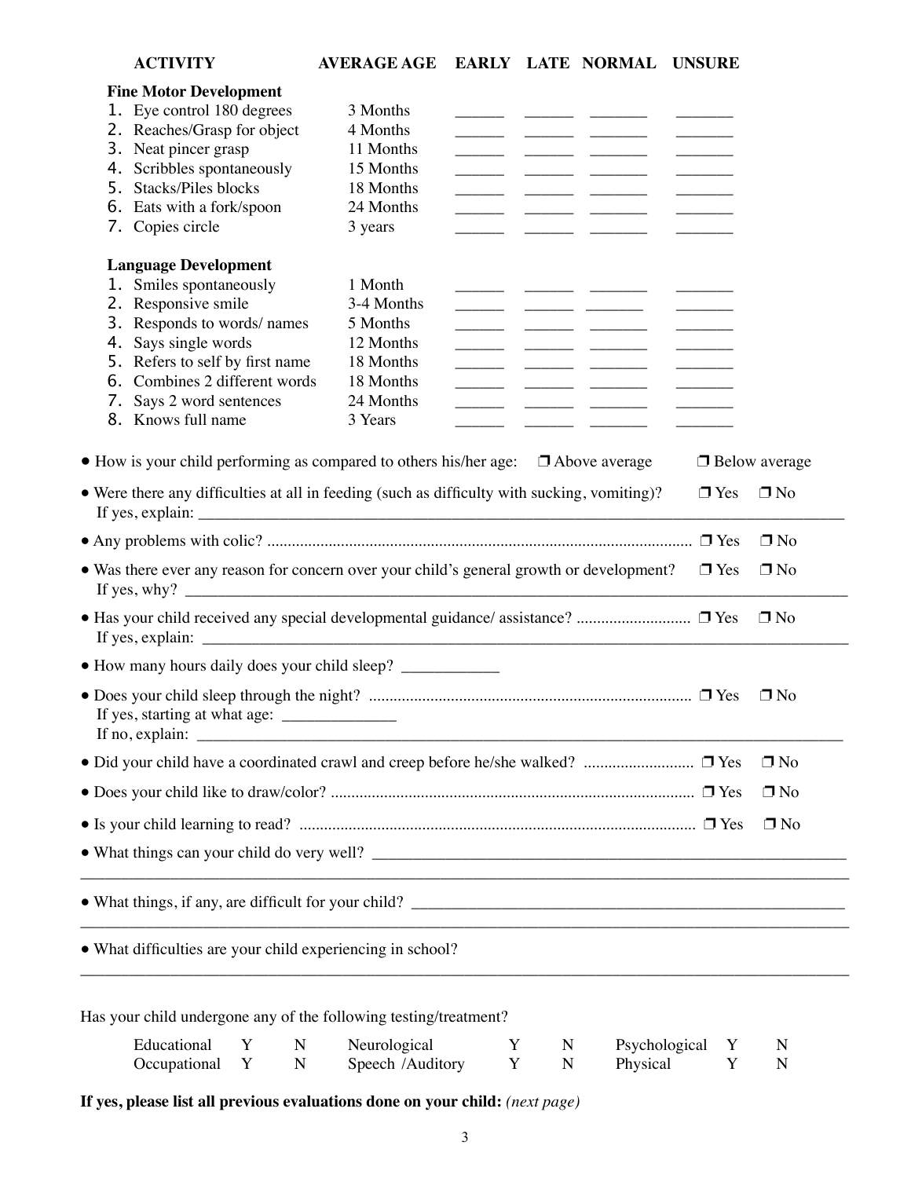| ACTIVITY | AVERAGE AGE | EARLY | LATE | NORMAL | UNSURE |
|---|---|---|---|---|---|
| **Fine Motor Development** | | | | | |
| 1. Eye control 180 degrees | 3 Months | ______ | ______ | _______ | _______ |
| 2. Reaches/Grasp for object | 4 Months | ______ | ______ | _______ | _______ |
| 3. Neat pincer grasp | 11 Months | ______ | ______ | _______ | _______ |
| 4. Scribbles spontaneously | 15 Months | ______ | ______ | _______ | _______ |
| 5. Stacks/Piles blocks | 18 Months | ______ | ______ | _______ | _______ |
| 6. Eats with a fork/spoon | 24 Months | ______ | ______ | _______ | _______ |
| 7. Copies circle | 3 years | ______ | ______ | _______ | _______ |
| **Language Development** | | | | | |
| 1. Smiles spontaneously | 1 Month | ______ | ______ | _______ | _______ |
| 2. Responsive smile | 3-4 Months | ______ | ______ | _______ | _______ |
| 3. Responds to words/ names | 5 Months | ______ | ______ | _______ | _______ |
| 4. Says single words | 12 Months | ______ | ______ | _______ | _______ |
| 5. Refers to self by first name | 18 Months | ______ | ______ | _______ | _______ |
| 6. Combines 2 different words | 18 Months | ______ | ______ | _______ | _______ |
| 7. Says 2 word sentences | 24 Months | ______ | ______ | _______ | _______ |
| 8. Knows full name | 3 Years | ______ | ______ | _______ | _______ |

- How is your child performing as compared to others his/her age: ❒ Above average ❒ Below average
- Were there any difficulties at all in feeding (such as difficulty with sucking, vomiting)? ❒ Yes ❒ No
  If yes, explain: ________________________________________________________________
- Any problems with colic? ........................................................................................... ❒ Yes ❒ No
- Was there ever any reason for concern over your child's general growth or development? ❒ Yes ❒ No
  If yes, why? ________________________________________________________________
- Has your child received any special developmental guidance/ assistance? ........................... ❒ Yes ❒ No
  If yes, explain: ________________________________________________________________
- How many hours daily does your child sleep? ____________
- Does your child sleep through the night? .............................................................................. ❒ Yes ❒ No
  If yes, starting at what age: ______________
  If no, explain: ________________________________________________________________
- Did your child have a coordinated crawl and creep before he/she walked? .......................... ❒ Yes ❒ No
- Does your child like to draw/color? ........................................................................................ ❒ Yes ❒ No
- Is your child learning to read? ................................................................................................ ❒ Yes ❒ No
- What things can your child do very well? ____________________________________________
  ________________________________________________________________________________
- What things, if any, are difficult for your child? _______________________________________
  ________________________________________________________________________________
- What difficulties are your child experiencing in school?
  ________________________________________________________________________________

Has your child undergone any of the following testing/treatment?

| | | | | | | | | |
|---|---|---|---|---|---|---|---|---|
| Educational | Y | N | Neurological | Y | N | Psychological | Y | N |
| Occupational | Y | N | Speech /Auditory | Y | N | Physical | Y | N |

**If yes, please list all previous evaluations done on your child:** *(next page)*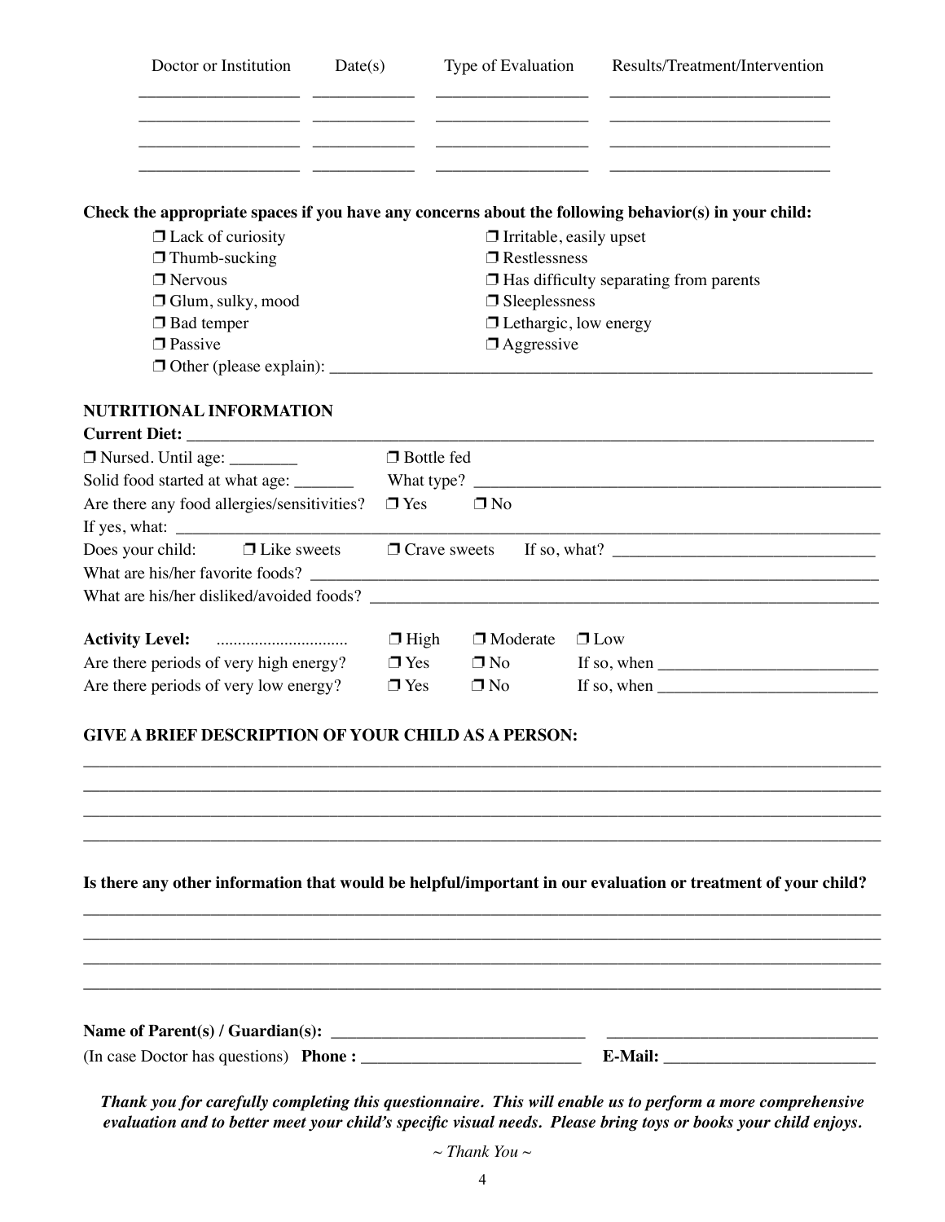| Doctor or Institution | Date(s) | Type of Evaluation | Results/Treatment/Intervention |
| --- | --- | --- | --- |
| __________________ | ___________ | _________________ | _________________________ |
| __________________ | ___________ | _________________ | _________________________ |
| __________________ | ___________ | _________________ | _________________________ |
| __________________ | ___________ | _________________ | _________________________ |

**Check the appropriate spaces if you have any concerns about the following behavior(s) in your child:**

- ❒ Lack of curiosity
- ❒ Thumb-sucking
- ❒ Nervous
- ❒ Glum, sulky, mood
- ❒ Bad temper
- ❒ Passive
- ❒ Irritable, easily upset
- ❒ Restlessness
- ❒ Has difficulty separating from parents
- ❒ Sleeplessness
- ❒ Lethargic, low energy
- ❒ Aggressive
- ❒ Other (please explain): ________________________________________________________________

## NUTRITIONAL INFORMATION

**Current Diet:** ________________________________________________________________________________

❒ Nursed. Until age: ________ ❒ Bottle fed

Solid food started at what age: _______ What type? ______________________________________________

Are there any food allergies/sensitivities? ❒ Yes ❒ No

If yes, what: ___________________________________________________________________________

Does your child: ❒ Like sweets ❒ Crave sweets If so, what? _____________________________

What are his/her favorite foods? ______________________________________________________________

What are his/her disliked/avoided foods? _______________________________________________________

**Activity Level:** .............................. ❒ High ❒ Moderate ❒ Low

Are there periods of very high energy? ❒ Yes ❒ No If so, when __________________________

Are there periods of very low energy? ❒ Yes ❒ No If so, when __________________________

## GIVE A BRIEF DESCRIPTION OF YOUR CHILD AS A PERSON:

____________________________________________________________________________________________

____________________________________________________________________________________________

____________________________________________________________________________________________

____________________________________________________________________________________________

**Is there any other information that would be helpful/important in our evaluation or treatment of your child?**

____________________________________________________________________________________________

____________________________________________________________________________________________

____________________________________________________________________________________________

____________________________________________________________________________________________

**Name of Parent(s) / Guardian(s):** ______________________________ ________________________________

(In case Doctor has questions) **Phone :** __________________________ **E-Mail:** _________________________

***Thank you for carefully completing this questionnaire. This will enable us to perform a more comprehensive evaluation and to better meet your child's specific visual needs. Please bring toys or books your child enjoys.***

*~ Thank You ~*